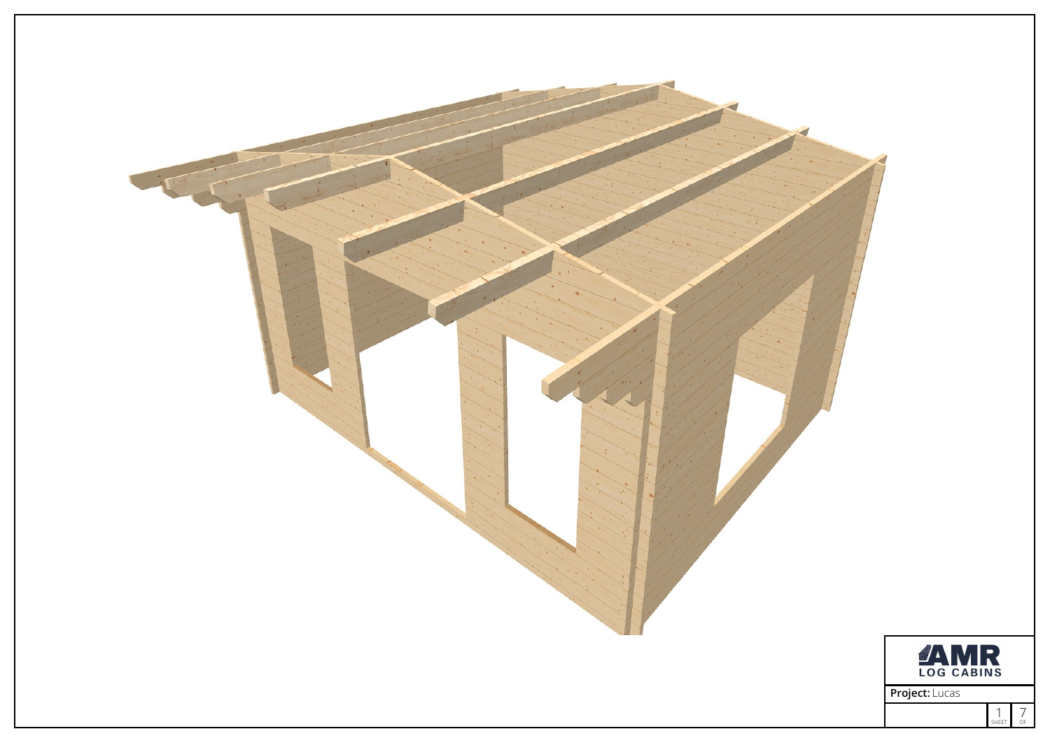AMR LOG CABINS

**Project:** Lucas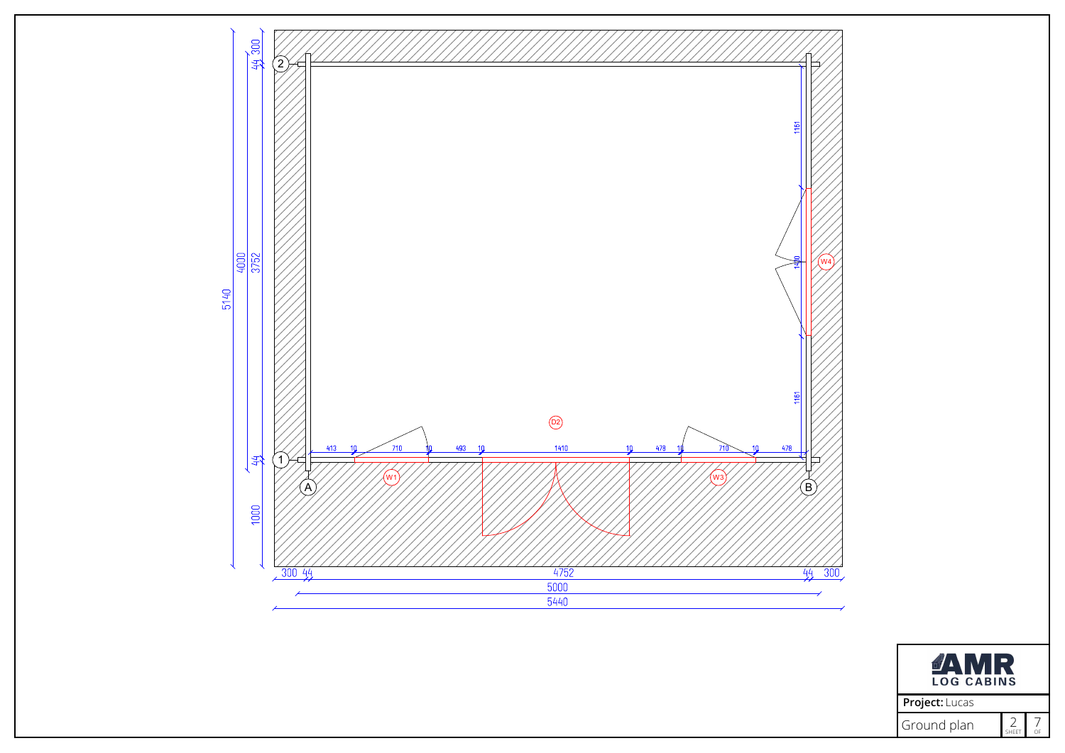**Project:** Lucas

Ground plan

AMR LOG CABINS

Dimensions (mm):

- Overall width: 5440
- Wall width: 5000
- Internal: 300 | 44 | 4752 | 44 | 300
- Overall depth: 5140
- Depth: 300 | 44 | 3752 | 44 | 1000
- Wall depth: 4000

Front wall (grid line 1): 413 | 10 | 710 | 10 | 493 | 10 | 1410 | 10 | 478 | 10 | 710 | 10 | 478

Side wall (grid line B): 1161 | 1400 | 1161

Labels: W1, D2, W3, W4; Grid: 1, 2, A, B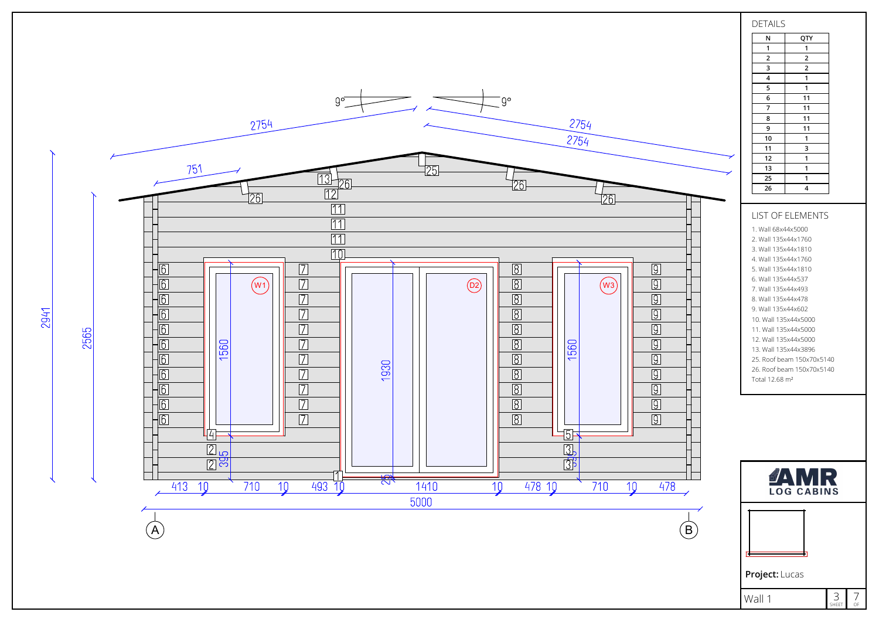## DETAILS

| N | QTY |
|---|---|
| 1 | 1 |
| 2 | 2 |
| 3 | 2 |
| 4 | 1 |
| 5 | 1 |
| 6 | 11 |
| 7 | 11 |
| 8 | 11 |
| 9 | 11 |
| 10 | 1 |
| 11 | 3 |
| 12 | 1 |
| 13 | 1 |
| 25 | 1 |
| 26 | 4 |

## LIST OF ELEMENTS

1. Wall 68x44x5000
2. Wall 135x44x1760
3. Wall 135x44x1810
4. Wall 135x44x1760
5. Wall 135x44x1810
6. Wall 135x44x537
7. Wall 135x44x493
8. Wall 135x44x478
9. Wall 135x44x602
10. Wall 135x44x5000
11. Wall 135x44x5000
12. Wall 135x44x5000
13. Wall 135x44x3896
25. Roof beam 150x70x5140
26. Roof beam 150x70x5140

Total 12.68 m²

AMR LOG CABINS

**Project:** Lucas

Wall 1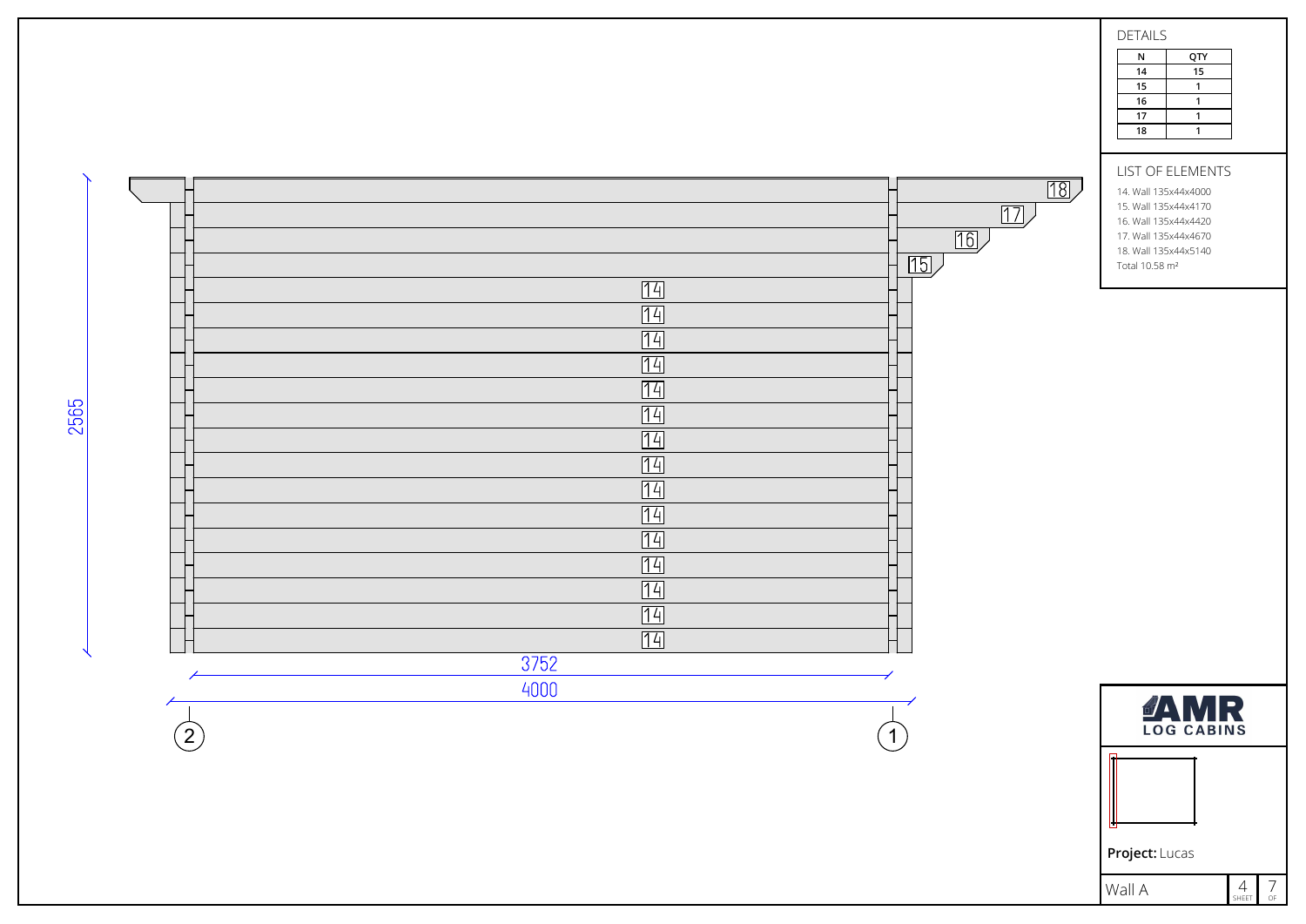## DETAILS

| N | QTY |
|---|---|
| 14 | 15 |
| 15 | 1 |
| 16 | 1 |
| 17 | 1 |
| 18 | 1 |

## LIST OF ELEMENTS

14. Wall 135x44x4000
15. Wall 135x44x4170
16. Wall 135x44x4420
17. Wall 135x44x4670
18. Wall 135x44x5140

Total 10.58 m²

2565

3752

4000

(2) (1)

AMR LOG CABINS

**Project:** Lucas

Wall A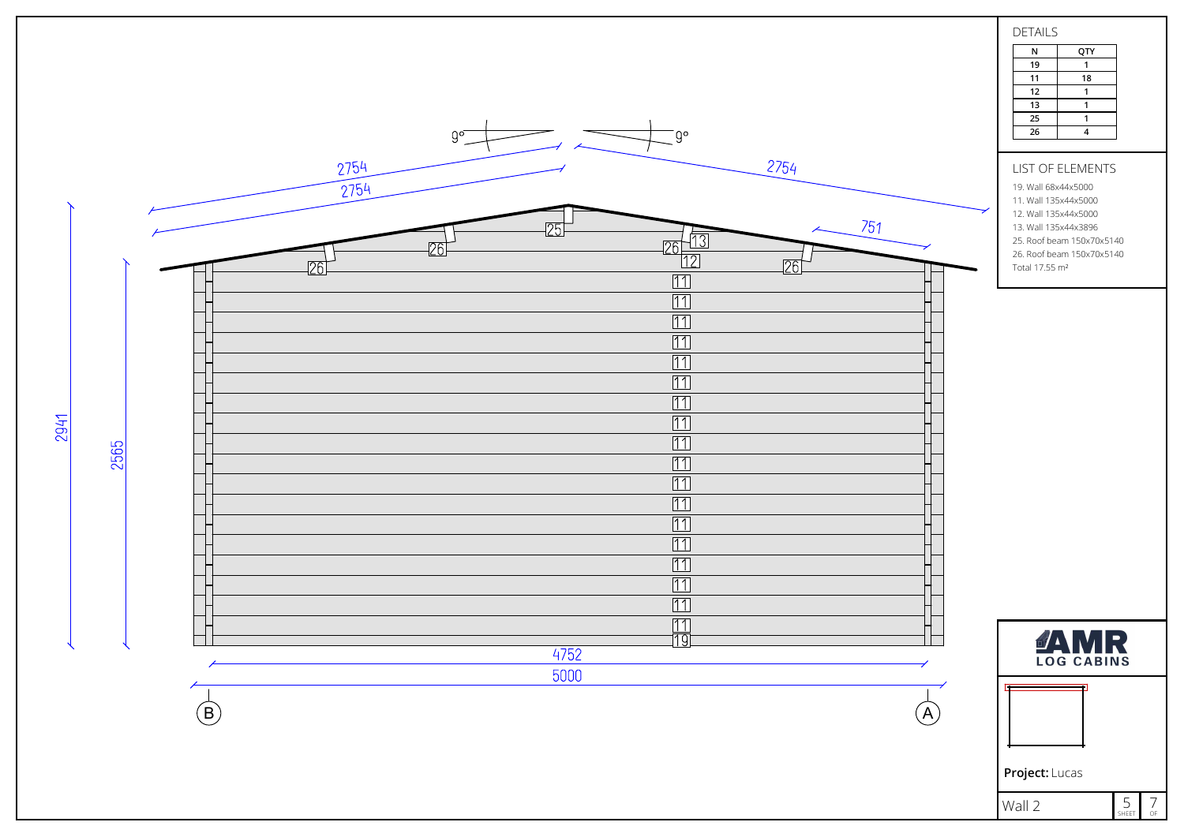## DETAILS

| N | QTY |
|---|---|
| 19 | 1 |
| 11 | 18 |
| 12 | 1 |
| 13 | 1 |
| 25 | 1 |
| 26 | 4 |

## LIST OF ELEMENTS

19. Wall 68x44x5000
11. Wall 135x44x5000
12. Wall 135x44x5000
13. Wall 135x44x3896
25. Roof beam 150x70x5140
26. Roof beam 150x70x5140

Total 17.55 m²

**Project:** Lucas

Wall 2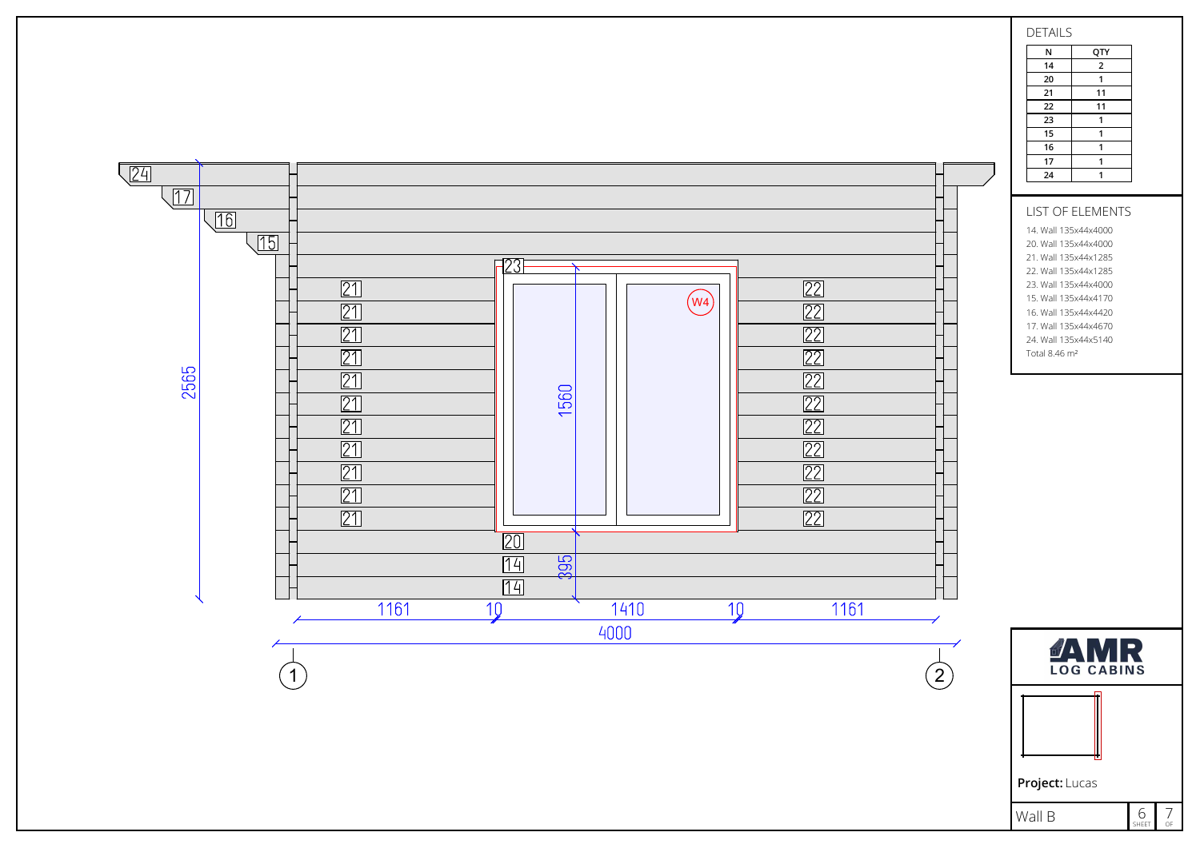## DETAILS

| N | QTY |
|---|---|
| 14 | 2 |
| 20 | 1 |
| 21 | 11 |
| 22 | 11 |
| 23 | 1 |
| 15 | 1 |
| 16 | 1 |
| 17 | 1 |
| 24 | 1 |

## LIST OF ELEMENTS

14. Wall 135x44x4000
20. Wall 135x44x4000
21. Wall 135x44x1285
22. Wall 135x44x1285
23. Wall 135x44x4000
15. Wall 135x44x4170
16. Wall 135x44x4420
17. Wall 135x44x4670
24. Wall 135x44x5140

Total 8.46 m²

AMR LOG CABINS

**Project:** Lucas

Wall B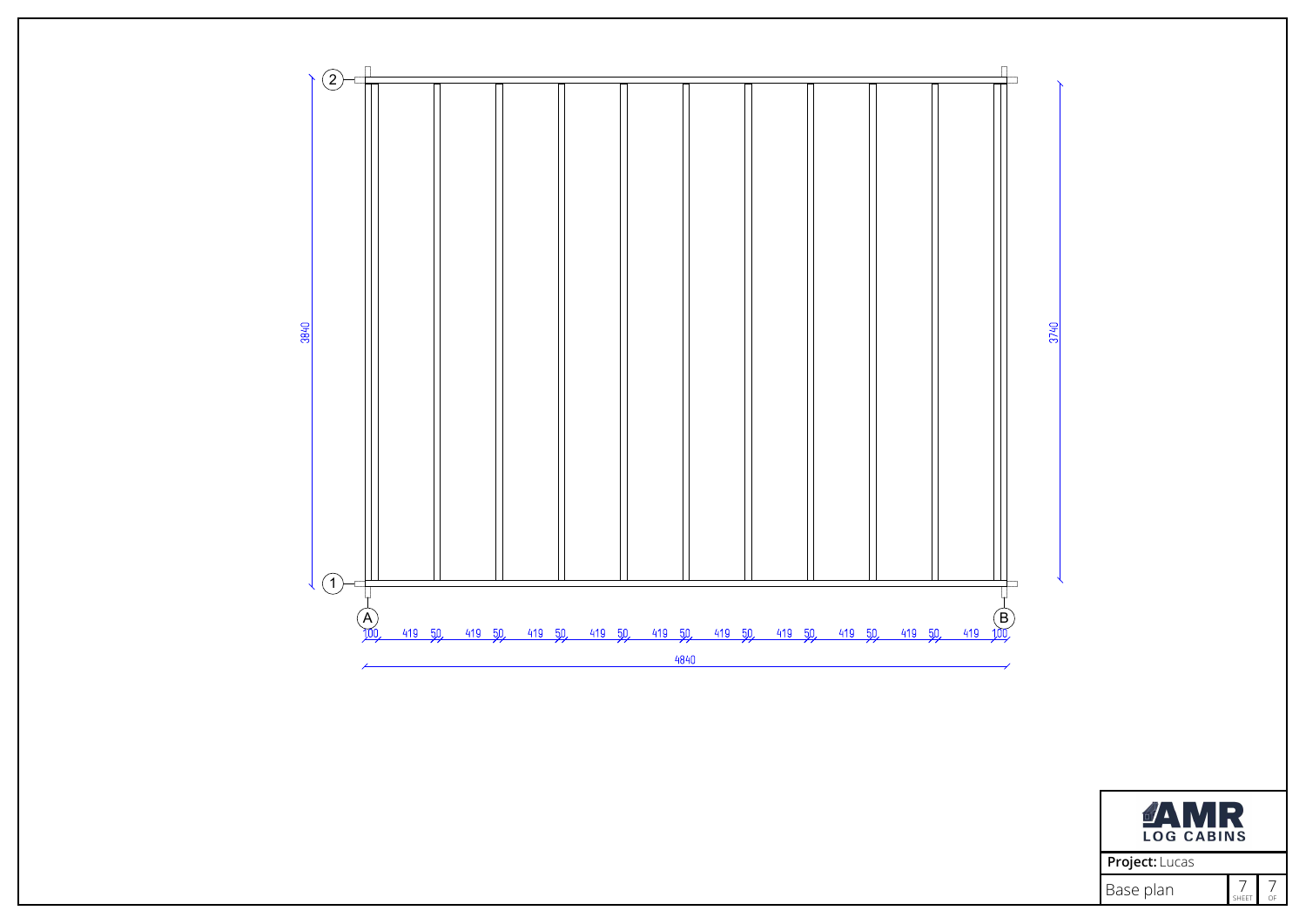2

1

A

B

3840

3740

100 419 50 419 50 419 50 419 50 419 50 419 50 419 50 419 50 419 50 419 100

4840

AMR LOG CABINS

**Project:** Lucas

Base plan

7 SHEET 7 OF